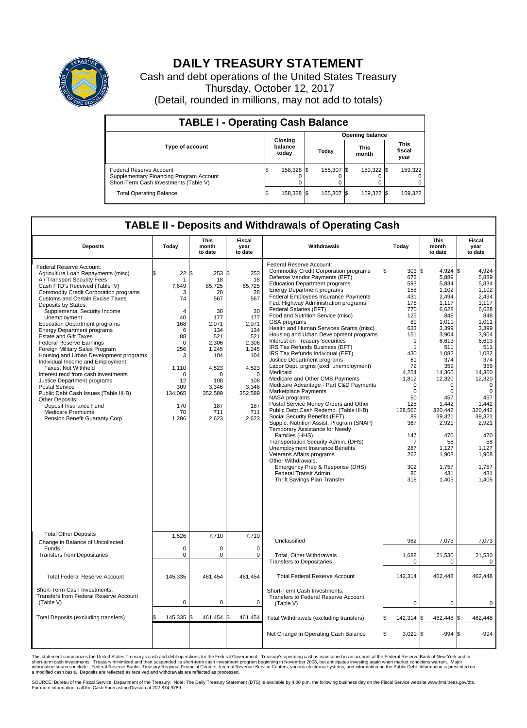# DAILY TREASURY STATEMENT

Cash and debt operations of the United States Treasury

Thursday, October 12, 2017

(Detail, rounded in millions, may not add to totals)

| TABLE I - Operating Cash Balance | | | | |
|---|---|---|---|---|
| Type of account | Closing balance today | Opening balance | | |
| | | Today | This month | This fiscal year |
| Federal Reserve Account | $ 158,328 | $ 155,307 | $ 159,322 | $ 159,322 |
| Supplementary Financing Program Account | 0 | 0 | 0 | 0 |
| Short-Term Cash Investments (Table V) | 0 | 0 | 0 | 0 |
| Total Operating Balance | $ 158,328 | $ 155,307 | $ 159,322 | $ 159,322 |

## TABLE II - Deposits and Withdrawals of Operating Cash

| Deposits | Today | This month to date | Fiscal year to date | Withdrawals | Today | This month to date | Fiscal year to date |
|---|---|---|---|---|---|---|---|
| Federal Reserve Account: | | | | Federal Reserve Account: | | | |
| Agriculture Loan Repayments (misc) | $ 22 | $ 253 | $ 253 | Commodity Credit Corporation programs | $ 303 | $ 4,924 | $ 4,924 |
| Air Transport Security Fees | 1 | 18 | 18 | Defense Vendor Payments (EFT) | 672 | 5,889 | 5,889 |
| Cash FTD's Received (Table IV) | 7,649 | 85,725 | 85,725 | Education Department programs | 593 | 5,834 | 5,834 |
| Commodity Credit Corporation programs | 3 | 28 | 28 | Energy Department programs | 158 | 1,102 | 1,102 |
| Customs and Certain Excise Taxes | 74 | 567 | 567 | Federal Employees Insurance Payments | 431 | 2,494 | 2,494 |
| Deposits by States: | | | | Fed. Highway Administration programs | 175 | 1,117 | 1,117 |
| Supplemental Security Income | 4 | 30 | 30 | Federal Salaries (EFT) | 770 | 6,628 | 6,628 |
| Unemployment | 40 | 177 | 177 | Food and Nutrition Service (misc) | 125 | 848 | 848 |
| Education Department programs | 168 | 2,071 | 2,071 | GSA programs | 81 | 1,011 | 1,011 |
| Energy Department programs | 6 | 134 | 134 | Health and Human Services Grants (misc) | 633 | 3,399 | 3,399 |
| Estate and Gift Taxes | 88 | 521 | 521 | Housing and Urban Development programs | 151 | 3,904 | 3,904 |
| Federal Reserve Earnings | 0 | 2,306 | 2,306 | Interest on Treasury Securities | 1 | 6,613 | 6,613 |
| Foreign Military Sales Program | 256 | 1,245 | 1,245 | IRS Tax Refunds Business (EFT) | 1 | 511 | 511 |
| Housing and Urban Development programs | 3 | 104 | 104 | IRS Tax Refunds Individual (EFT) | 430 | 1,082 | 1,082 |
| Individual Income and Employment Taxes, Not Withheld | 1,110 | 4,523 | 4,523 | Justice Department programs | 61 | 374 | 374 |
| Interest recd from cash investments | 0 | 0 | 0 | Labor Dept. prgms (excl. unemployment) | 72 | 359 | 359 |
| Justice Department programs | 12 | 108 | 108 | Medicaid | 4,254 | 14,360 | 14,360 |
| Postal Service | 309 | 3,346 | 3,346 | Medicare and Other CMS Payments | 1,812 | 12,320 | 12,320 |
| Public Debt Cash Issues (Table III-B) | 134,065 | 352,589 | 352,589 | Medicare Advantage - Part C&D Payments | 0 | 0 | 0 |
| Other Deposits: | | | | Marketplace Payments | 0 | 0 | 0 |
| Deposit Insurance Fund | 170 | 187 | 187 | NASA programs | 50 | 457 | 457 |
| Medicare Premiums | 70 | 711 | 711 | Postal Service Money Orders and Other | 125 | 1,442 | 1,442 |
| Pension Benefit Guaranty Corp. | 1,286 | 2,623 | 2,623 | Public Debt Cash Redemp. (Table III-B) | 128,566 | 320,442 | 320,442 |
| | | | | Social Security Benefits (EFT) | 89 | 39,321 | 39,321 |
| | | | | Supple. Nutrition Assist. Program (SNAP) | 367 | 2,921 | 2,921 |
| | | | | Temporary Assistance for Needy Families (HHS) | 147 | 470 | 470 |
| | | | | Transportation Security Admin. (DHS) | 7 | 58 | 58 |
| | | | | Unemployment Insurance Benefits | 287 | 1,127 | 1,127 |
| | | | | Veterans Affairs programs | 262 | 1,908 | 1,908 |
| | | | | Other Withdrawals: | | | |
| | | | | Emergency Prep & Response (DHS) | 302 | 1,757 | 1,757 |
| | | | | Federal Transit Admin. | 86 | 431 | 431 |
| | | | | Thrift Savings Plan Transfer | 318 | 1,405 | 1,405 |
| Total Other Deposits | 1,526 | 7,710 | 7,710 | Unclassified | 982 | 7,073 | 7,073 |
| Change in Balance of Uncollected Funds | 0 | 0 | 0 | | | | |
| Transfers from Depositaries | 0 | 0 | 0 | Total, Other Withdrawals | 1,688 | 21,530 | 21,530 |
| | | | | Transfers to Depositaries | 0 | 0 | 0 |
| Total Federal Reserve Account | 145,335 | 461,454 | 461,454 | Total Federal Reserve Account | 142,314 | 462,448 | 462,448 |
| Short-Term Cash Investments: Transfers from Federal Reserve Account (Table V) | 0 | 0 | 0 | Short-Term Cash Investments: Transfers to Federal Reserve Account (Table V) | 0 | 0 | 0 |
| Total Deposits (excluding transfers) | $ 145,335 | $ 461,454 | $ 461,454 | Total Withdrawals (excluding transfers) | $ 142,314 | $ 462,448 | $ 462,448 |
| | | | | Net Change in Operating Cash Balance | $ 3,021 | $ -994 | $ -994 |

This statement summarizes the United States Treasury's cash and debt operations for the Federal Government. Treasury's operating cash is maintained in an account at the Federal Reserve Bank of New York and in short-term cash investments. Treasury minimized and then suspended its short-term cash investment program beginning in November 2008, but anticipates investing again when market conditions warrant. Major information sources include: Federal Reserve Banks, Treasury Regional Financial Centers, Internal Revenue Service Centers, various electronic systems, and information on the Public Debt. Information is presented on a modified cash basis. Deposits are reflected as received and withdrawals are reflected as processed.

SOURCE: Bureau of the Fiscal Service, Department of the Treasury. Note: The Daily Treasury Statement (DTS) is available by 4:00 p.m. the following business day on the Fiscal Service website www.fms.treas.gov/dts. For more information, call the Cash Forecasting Division at 202-874-9789.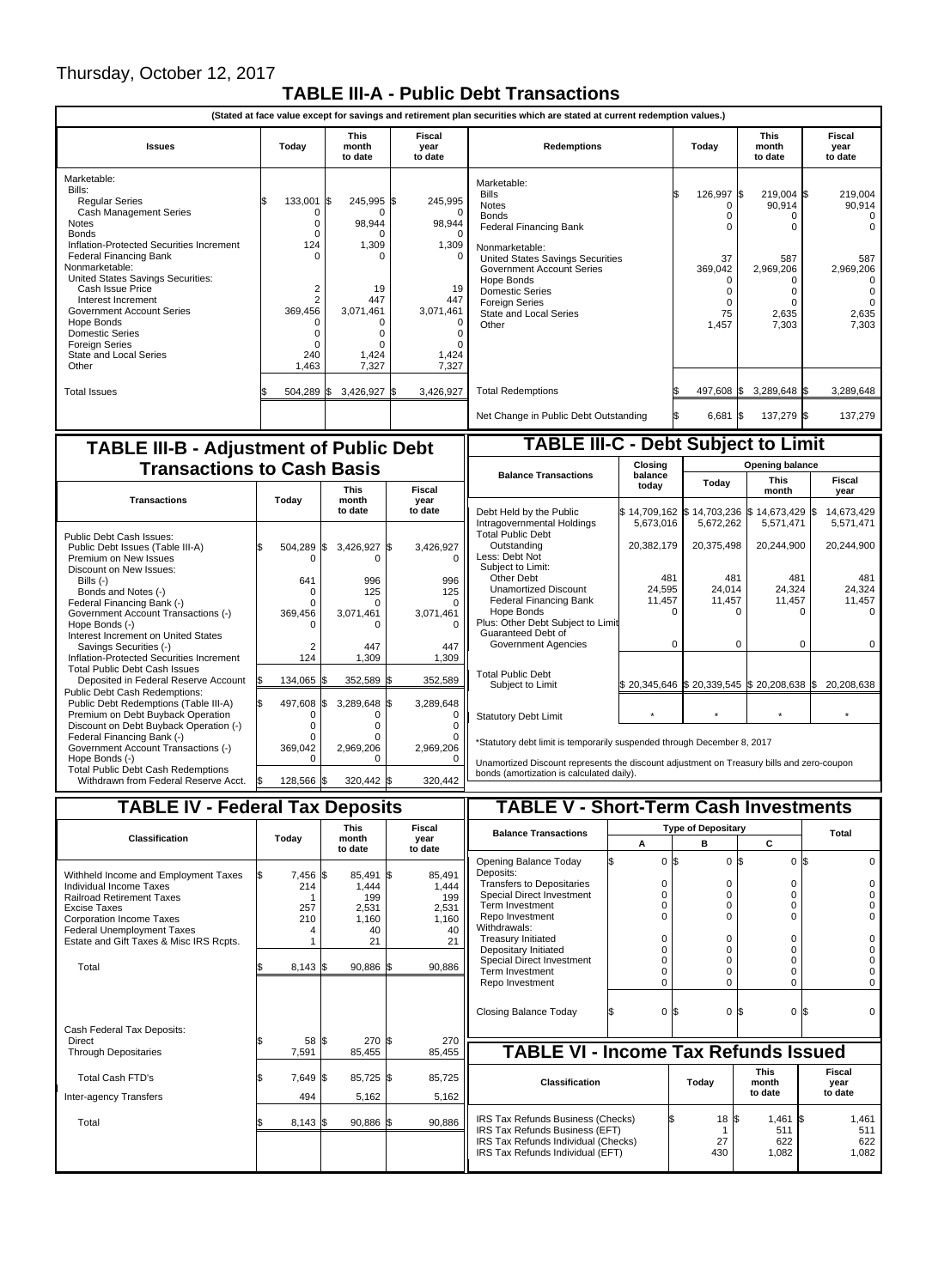Thursday, October 12, 2017

# TABLE III-A - Public Debt Transactions

(Stated at face value except for savings and retirement plan securities which are stated at current redemption values.)

| Issues | Today | This month to date | Fiscal year to date |
|---|---|---|---|
| Marketable: | | | |
| Bills: | | | |
| Regular Series | $ 133,001 | $ 245,995 | $ 245,995 |
| Cash Management Series | 0 | 0 | 0 |
| Notes | 0 | 98,944 | 98,944 |
| Bonds | 0 | 0 | 0 |
| Inflation-Protected Securities Increment | 124 | 1,309 | 1,309 |
| Federal Financing Bank | 0 | 0 | 0 |
| Nonmarketable: | | | |
| United States Savings Securities: | | | |
| Cash Issue Price | 2 | 19 | 19 |
| Interest Increment | 2 | 447 | 447 |
| Government Account Series | 369,456 | 3,071,461 | 3,071,461 |
| Hope Bonds | 0 | 0 | 0 |
| Domestic Series | 0 | 0 | 0 |
| Foreign Series | 0 | 0 | 0 |
| State and Local Series | 240 | 1,424 | 1,424 |
| Other | 1,463 | 7,327 | 7,327 |
| Total Issues | $ 504,289 | $ 3,426,927 | $ 3,426,927 |

| Redemptions | Today | This month to date | Fiscal year to date |
|---|---|---|---|
| Marketable: | | | |
| Bills | $ 126,997 | $ 219,004 | $ 219,004 |
| Notes | 0 | 90,914 | 90,914 |
| Bonds | 0 | 0 | 0 |
| Federal Financing Bank | 0 | 0 | 0 |
| Nonmarketable: | | | |
| United States Savings Securities | 37 | 587 | 587 |
| Government Account Series | 369,042 | 2,969,206 | 2,969,206 |
| Hope Bonds | 0 | 0 | 0 |
| Domestic Series | 0 | 0 | 0 |
| Foreign Series | 0 | 0 | 0 |
| State and Local Series | 75 | 2,635 | 2,635 |
| Other | 1,457 | 7,303 | 7,303 |
| Total Redemptions | $ 497,608 | $ 3,289,648 | $ 3,289,648 |
| Net Change in Public Debt Outstanding | $ 6,681 | $ 137,279 | $ 137,279 |

# TABLE III-B - Adjustment of Public Debt Transactions to Cash Basis

| Transactions | Today | This month to date | Fiscal year to date |
|---|---|---|---|
| Public Debt Cash Issues: | | | |
| Public Debt Issues (Table III-A) | $ 504,289 | $ 3,426,927 | $ 3,426,927 |
| Premium on New Issues | 0 | 0 | 0 |
| Discount on New Issues: | | | |
| Bills (-) | 641 | 996 | 996 |
| Bonds and Notes (-) | 0 | 125 | 125 |
| Federal Financing Bank (-) | 0 | 0 | 0 |
| Government Account Transactions (-) | 369,456 | 3,071,461 | 3,071,461 |
| Hope Bonds (-) | 0 | 0 | 0 |
| Interest Increment on United States Savings Securities (-) | 2 | 447 | 447 |
| Inflation-Protected Securities Increment | 124 | 1,309 | 1,309 |
| Total Public Debt Cash Issues Deposited in Federal Reserve Account | $ 134,065 | $ 352,589 | $ 352,589 |
| Public Debt Cash Redemptions: | | | |
| Public Debt Redemptions (Table III-A) | $ 497,608 | $ 3,289,648 | $ 3,289,648 |
| Premium on Debt Buyback Operation | 0 | 0 | 0 |
| Discount on Debt Buyback Operation (-) | 0 | 0 | 0 |
| Federal Financing Bank (-) | 0 | 0 | 0 |
| Government Account Transactions (-) | 369,042 | 2,969,206 | 2,969,206 |
| Hope Bonds (-) | 0 | 0 | 0 |
| Total Public Debt Cash Redemptions Withdrawn from Federal Reserve Acct. | $ 128,566 | $ 320,442 | $ 320,442 |

# TABLE III-C - Debt Subject to Limit

| Balance Transactions | Closing balance today | Opening balance Today | Opening balance This month | Opening balance Fiscal year |
|---|---|---|---|---|
| Debt Held by the Public | $ 14,709,162 | $ 14,703,236 | $ 14,673,429 | $ 14,673,429 |
| Intragovernmental Holdings | 5,673,016 | 5,672,262 | 5,571,471 | 5,571,471 |
| Total Public Debt Outstanding | 20,382,179 | 20,375,498 | 20,244,900 | 20,244,900 |
| Less: Debt Not Subject to Limit: | | | | |
| Other Debt | 481 | 481 | 481 | 481 |
| Unamortized Discount | 24,595 | 24,014 | 24,324 | 24,324 |
| Federal Financing Bank | 11,457 | 11,457 | 11,457 | 11,457 |
| Hope Bonds | 0 | 0 | 0 | 0 |
| Plus: Other Debt Subject to Limit | | | | |
| Guaranteed Debt of Government Agencies | 0 | 0 | 0 | 0 |
| Total Public Debt Subject to Limit | $ 20,345,646 | $ 20,339,545 | $ 20,208,638 | $ 20,208,638 |
| Statutory Debt Limit | * | * | * | * |

*Statutory debt limit is temporarily suspended through December 8, 2017

Unamortized Discount represents the discount adjustment on Treasury bills and zero-coupon bonds (amortization is calculated daily).

# TABLE IV - Federal Tax Deposits

| Classification | Today | This month to date | Fiscal year to date |
|---|---|---|---|
| Withheld Income and Employment Taxes | $ 7,456 | $ 85,491 | $ 85,491 |
| Individual Income Taxes | 214 | 1,444 | 1,444 |
| Railroad Retirement Taxes | 1 | 199 | 199 |
| Excise Taxes | 257 | 2,531 | 2,531 |
| Corporation Income Taxes | 210 | 1,160 | 1,160 |
| Federal Unemployment Taxes | 4 | 40 | 40 |
| Estate and Gift Taxes & Misc IRS Rcpts. | 1 | 21 | 21 |
| Total | $ 8,143 | $ 90,886 | $ 90,886 |
| Cash Federal Tax Deposits: | | | |
| Direct | $ 58 | $ 270 | $ 270 |
| Through Depositaries | 7,591 | 85,455 | 85,455 |
| Total Cash FTD's | $ 7,649 | $ 85,725 | $ 85,725 |
| Inter-agency Transfers | 494 | 5,162 | 5,162 |
| Total | $ 8,143 | $ 90,886 | $ 90,886 |

# TABLE V - Short-Term Cash Investments

| Balance Transactions | Type of Depositary A | Type of Depositary B | Type of Depositary C | Total |
|---|---|---|---|---|
| Opening Balance Today | $ 0 | $ 0 | $ 0 | $ 0 |
| Deposits: | | | | |
| Transfers to Depositaries | 0 | 0 | 0 | 0 |
| Special Direct Investment | 0 | 0 | 0 | 0 |
| Term Investment | 0 | 0 | 0 | 0 |
| Repo Investment | 0 | 0 | 0 | 0 |
| Withdrawals: | | | | |
| Treasury Initiated | 0 | 0 | 0 | 0 |
| Depositary Initiated | 0 | 0 | 0 | 0 |
| Special Direct Investment | 0 | 0 | 0 | 0 |
| Term Investment | 0 | 0 | 0 | 0 |
| Repo Investment | 0 | 0 | 0 | 0 |
| Closing Balance Today | $ 0 | $ 0 | $ 0 | $ 0 |

# TABLE VI - Income Tax Refunds Issued

| Classification | Today | This month to date | Fiscal year to date |
|---|---|---|---|
| IRS Tax Refunds Business (Checks) | $ 18 | $ 1,461 | $ 1,461 |
| IRS Tax Refunds Business (EFT) | 1 | 511 | 511 |
| IRS Tax Refunds Individual (Checks) | 27 | 622 | 622 |
| IRS Tax Refunds Individual (EFT) | 430 | 1,082 | 1,082 |